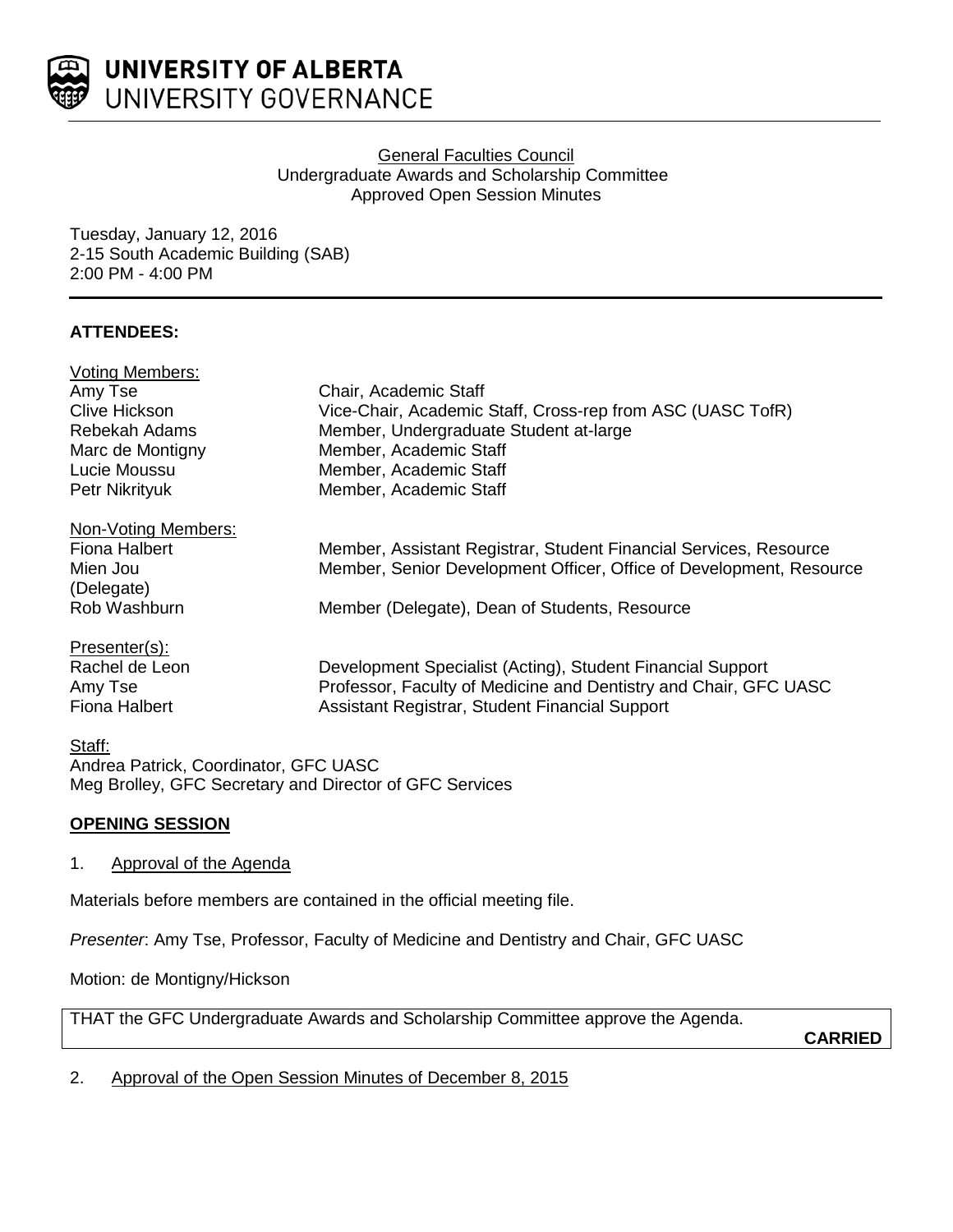**UNIVERSITY OF ALBERTA**
UNIVERSITY GOVERNANCE

General Faculties Council
Undergraduate Awards and Scholarship Committee
Approved Open Session Minutes

Tuesday, January 12, 2016
2-15 South Academic Building (SAB)
2:00 PM - 4:00 PM

**ATTENDEES:**

Voting Members:

| | |
|---|---|
| Amy Tse | Chair, Academic Staff |
| Clive Hickson | Vice-Chair, Academic Staff, Cross-rep from ASC (UASC TofR) |
| Rebekah Adams | Member, Undergraduate Student at-large |
| Marc de Montigny | Member, Academic Staff |
| Lucie Moussu | Member, Academic Staff |
| Petr Nikrityuk | Member, Academic Staff |

Non-Voting Members:

| | |
|---|---|
| Fiona Halbert | Member, Assistant Registrar, Student Financial Services, Resource |
| Mien Jou (Delegate) | Member, Senior Development Officer, Office of Development, Resource |
| Rob Washburn | Member (Delegate), Dean of Students, Resource |

Presenter(s):

| | |
|---|---|
| Rachel de Leon | Development Specialist (Acting), Student Financial Support |
| Amy Tse | Professor, Faculty of Medicine and Dentistry and Chair, GFC UASC |
| Fiona Halbert | Assistant Registrar, Student Financial Support |

Staff:
Andrea Patrick, Coordinator, GFC UASC
Meg Brolley, GFC Secretary and Director of GFC Services

## OPENING SESSION

1. Approval of the Agenda

Materials before members are contained in the official meeting file.

*Presenter*: Amy Tse, Professor, Faculty of Medicine and Dentistry and Chair, GFC UASC

Motion: de Montigny/Hickson

THAT the GFC Undergraduate Awards and Scholarship Committee approve the Agenda.

**CARRIED**

2. Approval of the Open Session Minutes of December 8, 2015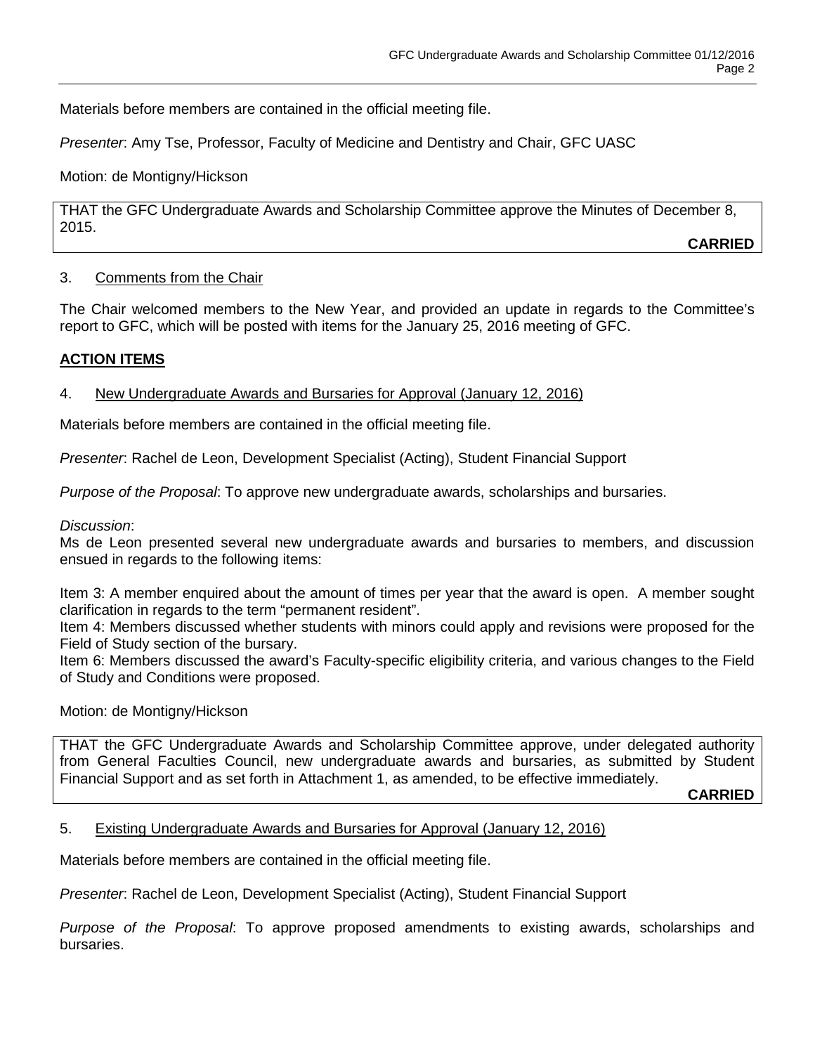Materials before members are contained in the official meeting file.

*Presenter*: Amy Tse, Professor, Faculty of Medicine and Dentistry and Chair, GFC UASC

Motion: de Montigny/Hickson

> THAT the GFC Undergraduate Awards and Scholarship Committee approve the Minutes of December 8, 2015.
>
> **CARRIED**

3. Comments from the Chair

The Chair welcomed members to the New Year, and provided an update in regards to the Committee's report to GFC, which will be posted with items for the January 25, 2016 meeting of GFC.

## ACTION ITEMS

4. New Undergraduate Awards and Bursaries for Approval (January 12, 2016)

Materials before members are contained in the official meeting file.

*Presenter*: Rachel de Leon, Development Specialist (Acting), Student Financial Support

*Purpose of the Proposal*: To approve new undergraduate awards, scholarships and bursaries.

*Discussion*:
Ms de Leon presented several new undergraduate awards and bursaries to members, and discussion ensued in regards to the following items:

Item 3: A member enquired about the amount of times per year that the award is open. A member sought clarification in regards to the term "permanent resident".
Item 4: Members discussed whether students with minors could apply and revisions were proposed for the Field of Study section of the bursary.
Item 6: Members discussed the award's Faculty-specific eligibility criteria, and various changes to the Field of Study and Conditions were proposed.

Motion: de Montigny/Hickson

> THAT the GFC Undergraduate Awards and Scholarship Committee approve, under delegated authority from General Faculties Council, new undergraduate awards and bursaries, as submitted by Student Financial Support and as set forth in Attachment 1, as amended, to be effective immediately.
>
> **CARRIED**

5. Existing Undergraduate Awards and Bursaries for Approval (January 12, 2016)

Materials before members are contained in the official meeting file.

*Presenter*: Rachel de Leon, Development Specialist (Acting), Student Financial Support

*Purpose of the Proposal*: To approve proposed amendments to existing awards, scholarships and bursaries.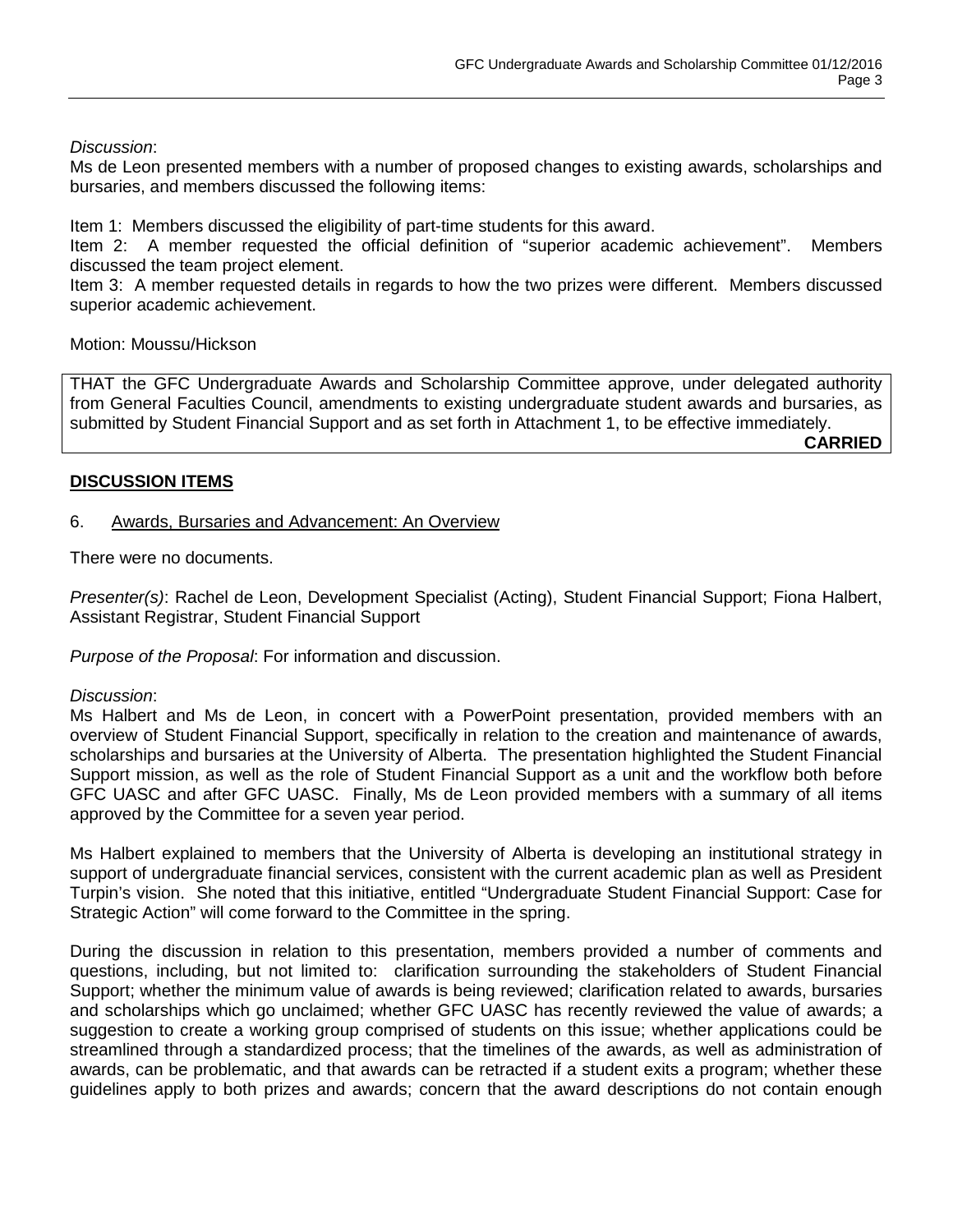*Discussion*:
Ms de Leon presented members with a number of proposed changes to existing awards, scholarships and bursaries, and members discussed the following items:

Item 1: Members discussed the eligibility of part-time students for this award.
Item 2: A member requested the official definition of "superior academic achievement". Members discussed the team project element.
Item 3: A member requested details in regards to how the two prizes were different. Members discussed superior academic achievement.

Motion: Moussu/Hickson

THAT the GFC Undergraduate Awards and Scholarship Committee approve, under delegated authority from General Faculties Council, amendments to existing undergraduate student awards and bursaries, as submitted by Student Financial Support and as set forth in Attachment 1, to be effective immediately.

**CARRIED**

## DISCUSSION ITEMS

6. Awards, Bursaries and Advancement: An Overview

There were no documents.

*Presenter(s)*: Rachel de Leon, Development Specialist (Acting), Student Financial Support; Fiona Halbert, Assistant Registrar, Student Financial Support

*Purpose of the Proposal*: For information and discussion.

*Discussion*:
Ms Halbert and Ms de Leon, in concert with a PowerPoint presentation, provided members with an overview of Student Financial Support, specifically in relation to the creation and maintenance of awards, scholarships and bursaries at the University of Alberta. The presentation highlighted the Student Financial Support mission, as well as the role of Student Financial Support as a unit and the workflow both before GFC UASC and after GFC UASC. Finally, Ms de Leon provided members with a summary of all items approved by the Committee for a seven year period.

Ms Halbert explained to members that the University of Alberta is developing an institutional strategy in support of undergraduate financial services, consistent with the current academic plan as well as President Turpin's vision. She noted that this initiative, entitled "Undergraduate Student Financial Support: Case for Strategic Action" will come forward to the Committee in the spring.

During the discussion in relation to this presentation, members provided a number of comments and questions, including, but not limited to: clarification surrounding the stakeholders of Student Financial Support; whether the minimum value of awards is being reviewed; clarification related to awards, bursaries and scholarships which go unclaimed; whether GFC UASC has recently reviewed the value of awards; a suggestion to create a working group comprised of students on this issue; whether applications could be streamlined through a standardized process; that the timelines of the awards, as well as administration of awards, can be problematic, and that awards can be retracted if a student exits a program; whether these guidelines apply to both prizes and awards; concern that the award descriptions do not contain enough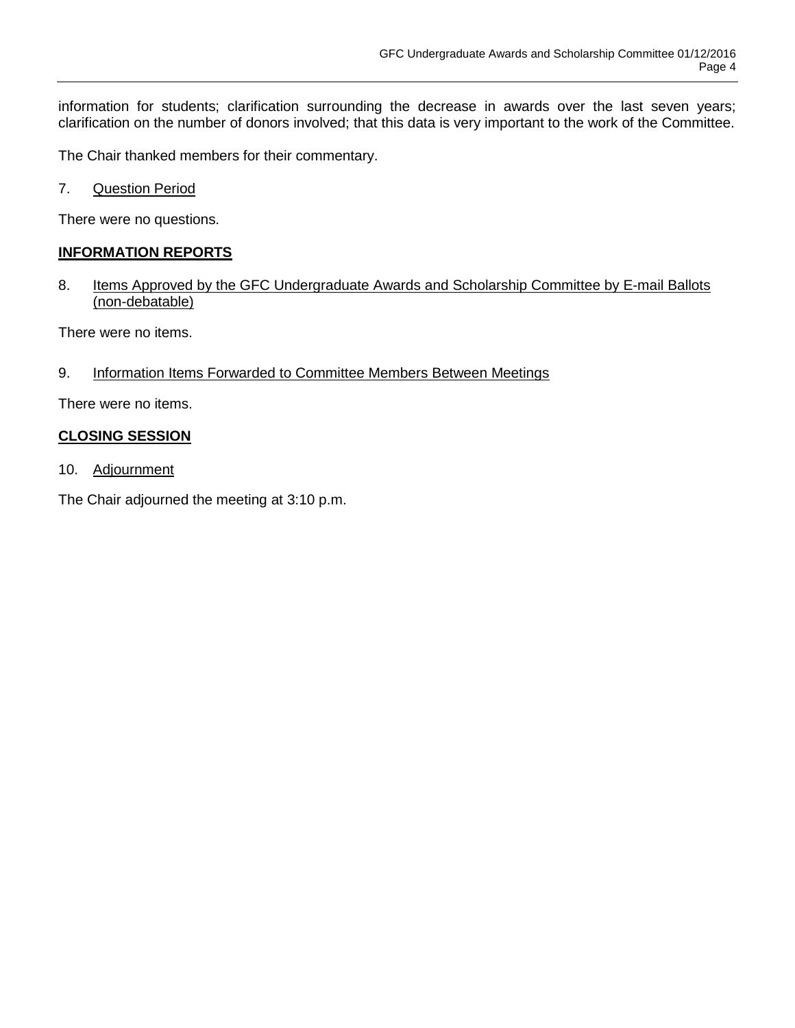information for students; clarification surrounding the decrease in awards over the last seven years; clarification on the number of donors involved; that this data is very important to the work of the Committee.

The Chair thanked members for their commentary.

7. Question Period

There were no questions.

## INFORMATION REPORTS

8. Items Approved by the GFC Undergraduate Awards and Scholarship Committee by E-mail Ballots (non-debatable)

There were no items.

9. Information Items Forwarded to Committee Members Between Meetings

There were no items.

## CLOSING SESSION

10. Adjournment

The Chair adjourned the meeting at 3:10 p.m.